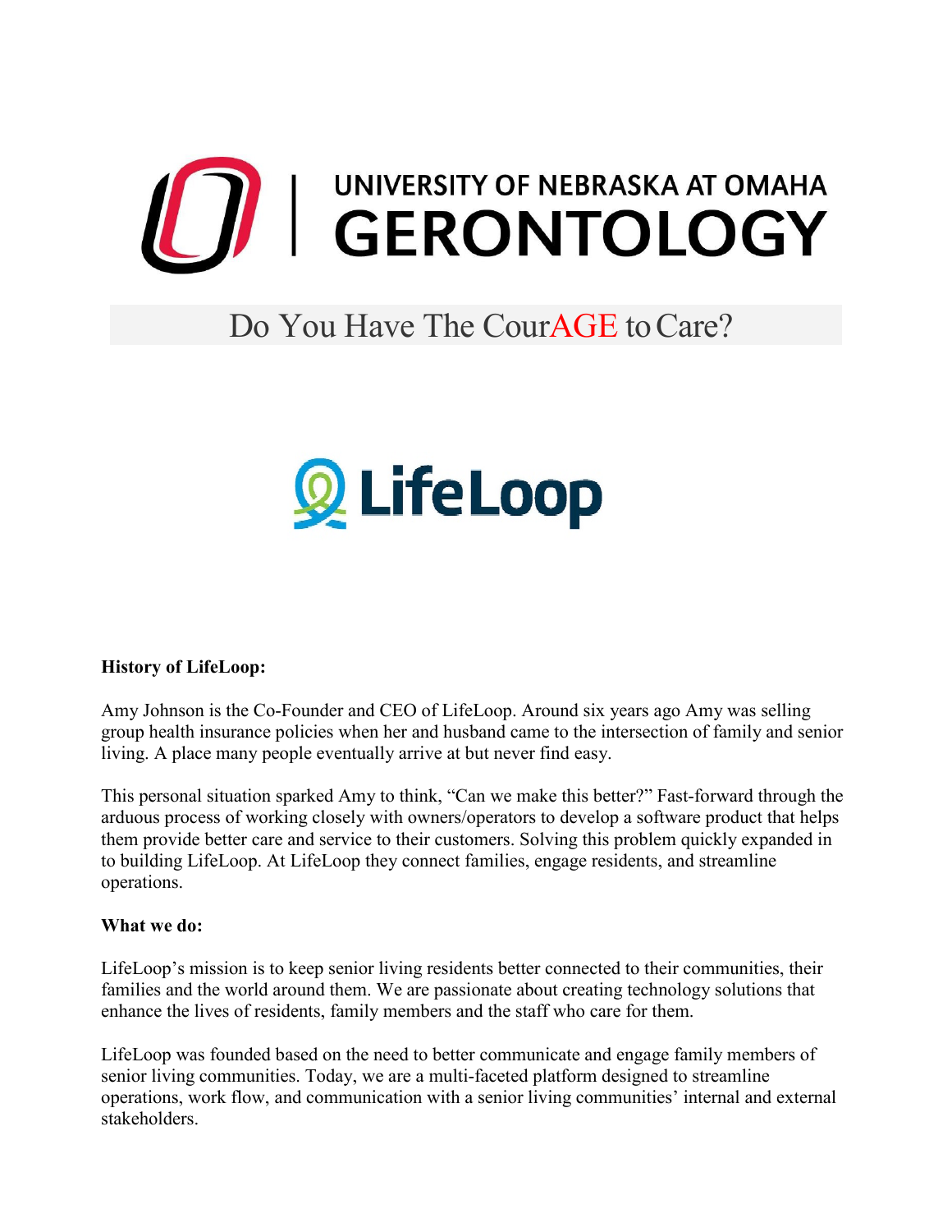# UNIVERSITY OF NEBRASKA AT OMAHA GERONTOLOGY

## Do You Have The CourAGE to Care?

LifeLoop

**History of LifeLoop:**

Amy Johnson is the Co-Founder and CEO of LifeLoop. Around six years ago Amy was selling group health insurance policies when her and husband came to the intersection of family and senior living. A place many people eventually arrive at but never find easy.

This personal situation sparked Amy to think, "Can we make this better?" Fast-forward through the arduous process of working closely with owners/operators to develop a software product that helps them provide better care and service to their customers. Solving this problem quickly expanded in to building LifeLoop. At LifeLoop they connect families, engage residents, and streamline operations.

**What we do:**

LifeLoop's mission is to keep senior living residents better connected to their communities, their families and the world around them. We are passionate about creating technology solutions that enhance the lives of residents, family members and the staff who care for them.

LifeLoop was founded based on the need to better communicate and engage family members of senior living communities. Today, we are a multi-faceted platform designed to streamline operations, work flow, and communication with a senior living communities' internal and external stakeholders.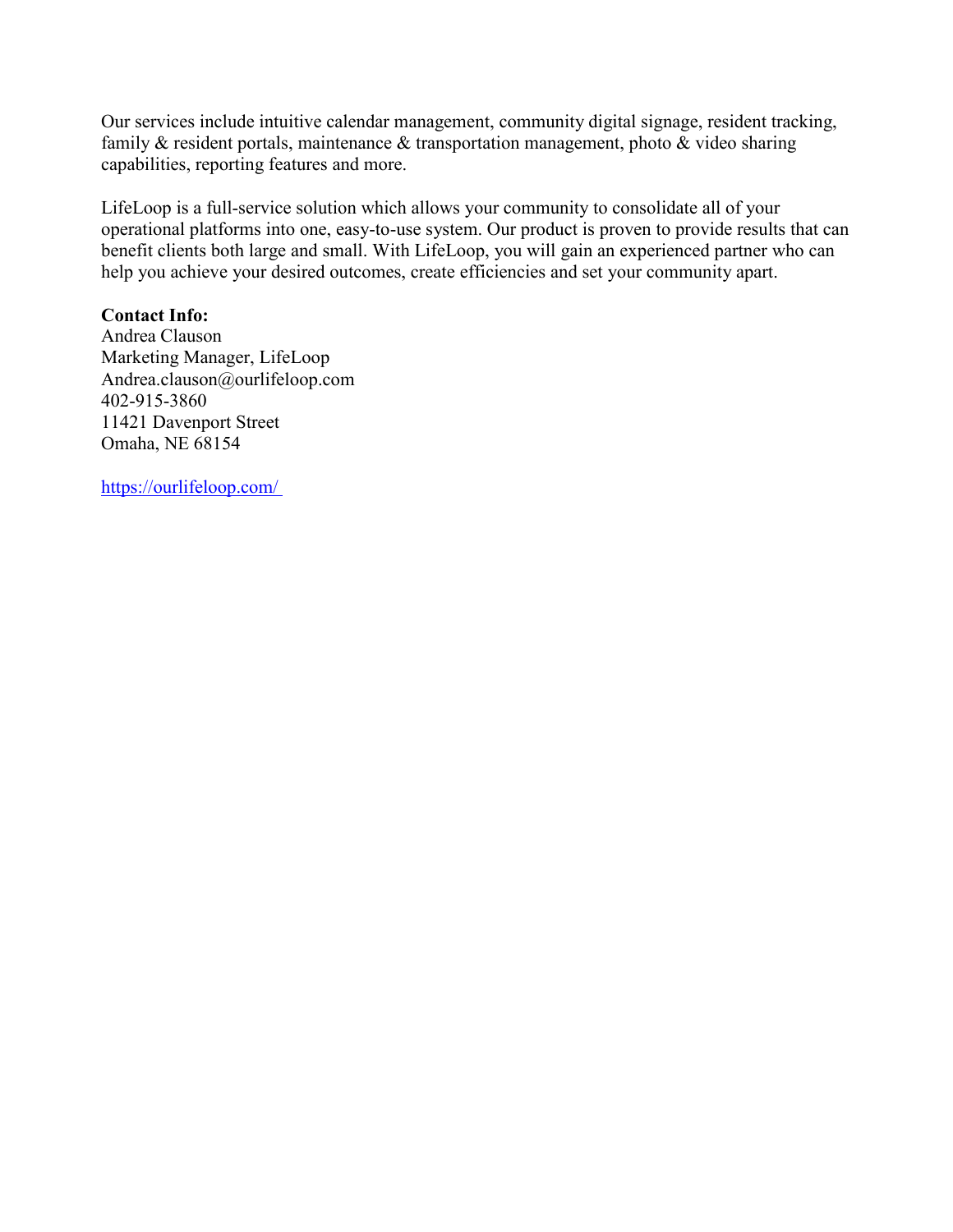Our services include intuitive calendar management, community digital signage, resident tracking, family & resident portals, maintenance & transportation management, photo & video sharing capabilities, reporting features and more.

LifeLoop is a full-service solution which allows your community to consolidate all of your operational platforms into one, easy-to-use system. Our product is proven to provide results that can benefit clients both large and small. With LifeLoop, you will gain an experienced partner who can help you achieve your desired outcomes, create efficiencies and set your community apart.

**Contact Info:**
Andrea Clauson
Marketing Manager, LifeLoop
Andrea.clauson@ourlifeloop.com
402-915-3860
11421 Davenport Street
Omaha, NE 68154

https://ourlifeloop.com/